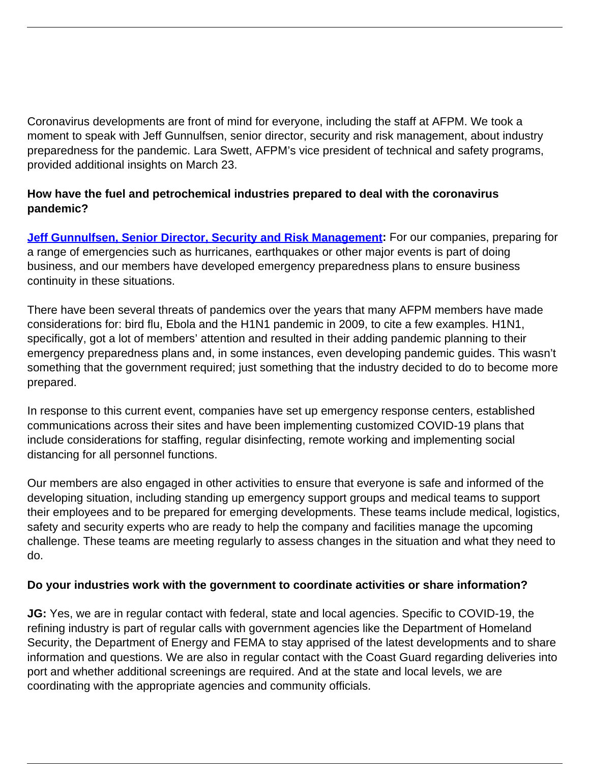Coronavirus developments are front of mind for everyone, including the staff at AFPM. We took a moment to speak with Jeff Gunnulfsen, senior director, security and risk management, about industry preparedness for the pandemic. Lara Swett, AFPM's vice president of technical and safety programs, provided additional insights on March 23.

**How have the fuel and petrochemical industries prepared to deal with the coronavirus pandemic?**

**Jeff Gunnulfsen, Senior Director, Security and Risk Management:** For our companies, preparing for a range of emergencies such as hurricanes, earthquakes or other major events is part of doing business, and our members have developed emergency preparedness plans to ensure business continuity in these situations.

There have been several threats of pandemics over the years that many AFPM members have made considerations for: bird flu, Ebola and the H1N1 pandemic in 2009, to cite a few examples. H1N1, specifically, got a lot of members' attention and resulted in their adding pandemic planning to their emergency preparedness plans and, in some instances, even developing pandemic guides. This wasn't something that the government required; just something that the industry decided to do to become more prepared.

In response to this current event, companies have set up emergency response centers, established communications across their sites and have been implementing customized COVID-19 plans that include considerations for staffing, regular disinfecting, remote working and implementing social distancing for all personnel functions.

Our members are also engaged in other activities to ensure that everyone is safe and informed of the developing situation, including standing up emergency support groups and medical teams to support their employees and to be prepared for emerging developments. These teams include medical, logistics, safety and security experts who are ready to help the company and facilities manage the upcoming challenge. These teams are meeting regularly to assess changes in the situation and what they need to do.

**Do your industries work with the government to coordinate activities or share information?**

**JG:** Yes, we are in regular contact with federal, state and local agencies. Specific to COVID-19, the refining industry is part of regular calls with government agencies like the Department of Homeland Security, the Department of Energy and FEMA to stay apprised of the latest developments and to share information and questions. We are also in regular contact with the Coast Guard regarding deliveries into port and whether additional screenings are required. And at the state and local levels, we are coordinating with the appropriate agencies and community officials.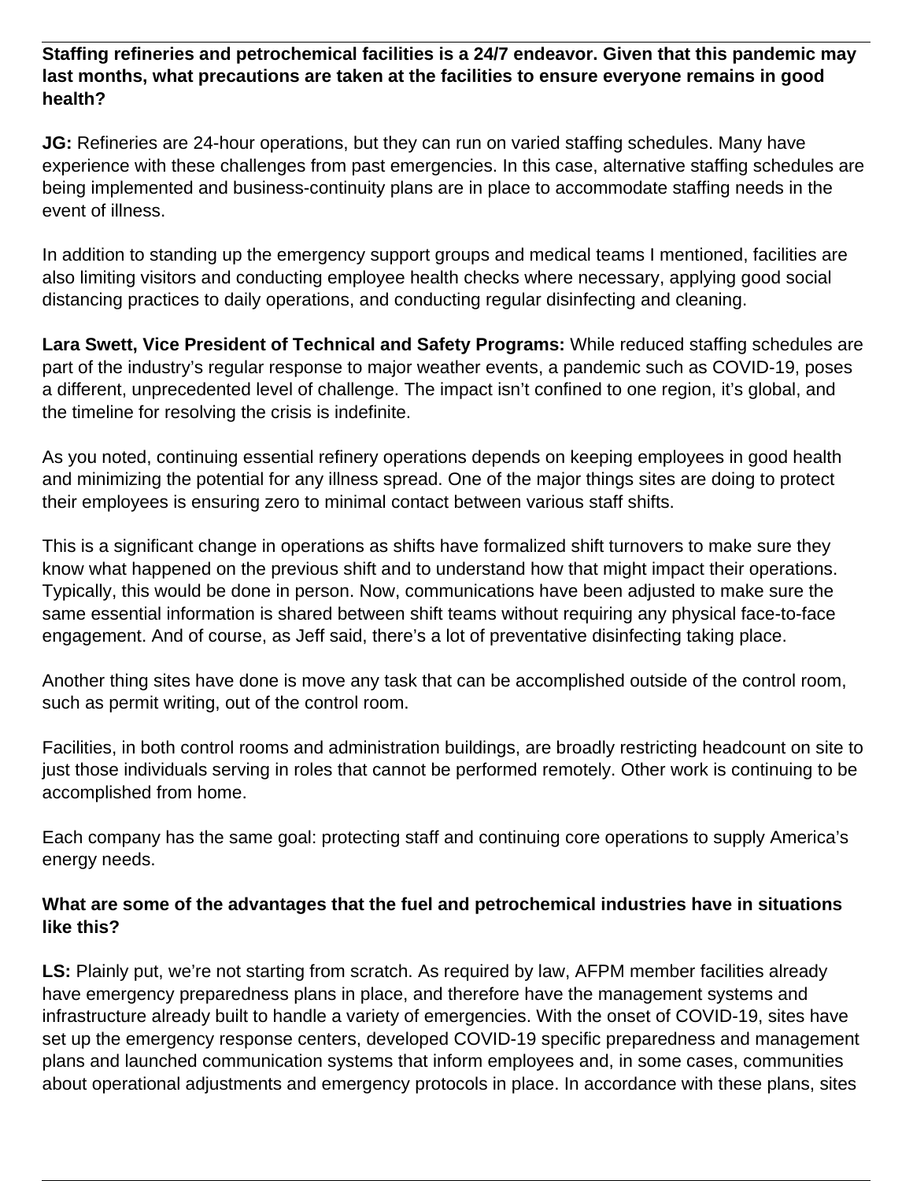**Staffing refineries and petrochemical facilities is a 24/7 endeavor. Given that this pandemic may last months, what precautions are taken at the facilities to ensure everyone remains in good health?**

**JG:** Refineries are 24-hour operations, but they can run on varied staffing schedules. Many have experience with these challenges from past emergencies. In this case, alternative staffing schedules are being implemented and business-continuity plans are in place to accommodate staffing needs in the event of illness.

In addition to standing up the emergency support groups and medical teams I mentioned, facilities are also limiting visitors and conducting employee health checks where necessary, applying good social distancing practices to daily operations, and conducting regular disinfecting and cleaning.

**Lara Swett, Vice President of Technical and Safety Programs:** While reduced staffing schedules are part of the industry's regular response to major weather events, a pandemic such as COVID-19, poses a different, unprecedented level of challenge. The impact isn't confined to one region, it's global, and the timeline for resolving the crisis is indefinite.

As you noted, continuing essential refinery operations depends on keeping employees in good health and minimizing the potential for any illness spread. One of the major things sites are doing to protect their employees is ensuring zero to minimal contact between various staff shifts.

This is a significant change in operations as shifts have formalized shift turnovers to make sure they know what happened on the previous shift and to understand how that might impact their operations. Typically, this would be done in person. Now, communications have been adjusted to make sure the same essential information is shared between shift teams without requiring any physical face-to-face engagement. And of course, as Jeff said, there's a lot of preventative disinfecting taking place.

Another thing sites have done is move any task that can be accomplished outside of the control room, such as permit writing, out of the control room.

Facilities, in both control rooms and administration buildings, are broadly restricting headcount on site to just those individuals serving in roles that cannot be performed remotely. Other work is continuing to be accomplished from home.

Each company has the same goal: protecting staff and continuing core operations to supply America's energy needs.

**What are some of the advantages that the fuel and petrochemical industries have in situations like this?**

**LS:** Plainly put, we're not starting from scratch. As required by law, AFPM member facilities already have emergency preparedness plans in place, and therefore have the management systems and infrastructure already built to handle a variety of emergencies. With the onset of COVID-19, sites have set up the emergency response centers, developed COVID-19 specific preparedness and management plans and launched communication systems that inform employees and, in some cases, communities about operational adjustments and emergency protocols in place. In accordance with these plans, sites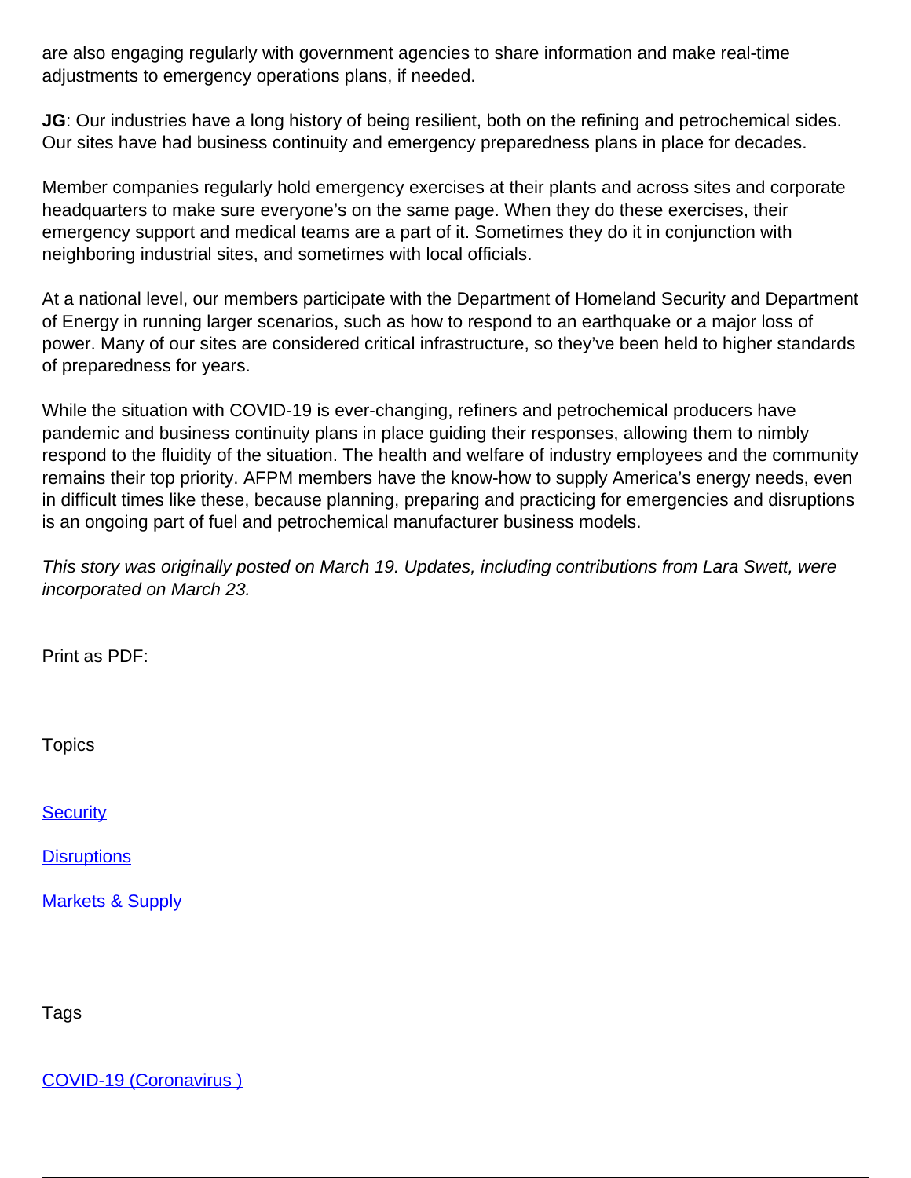are also engaging regularly with government agencies to share information and make real-time adjustments to emergency operations plans, if needed.

**JG**: Our industries have a long history of being resilient, both on the refining and petrochemical sides. Our sites have had business continuity and emergency preparedness plans in place for decades.

Member companies regularly hold emergency exercises at their plants and across sites and corporate headquarters to make sure everyone's on the same page. When they do these exercises, their emergency support and medical teams are a part of it. Sometimes they do it in conjunction with neighboring industrial sites, and sometimes with local officials.

At a national level, our members participate with the Department of Homeland Security and Department of Energy in running larger scenarios, such as how to respond to an earthquake or a major loss of power. Many of our sites are considered critical infrastructure, so they've been held to higher standards of preparedness for years.

While the situation with COVID-19 is ever-changing, refiners and petrochemical producers have pandemic and business continuity plans in place guiding their responses, allowing them to nimbly respond to the fluidity of the situation. The health and welfare of industry employees and the community remains their top priority. AFPM members have the know-how to supply America's energy needs, even in difficult times like these, because planning, preparing and practicing for emergencies and disruptions is an ongoing part of fuel and petrochemical manufacturer business models.

*This story was originally posted on March 19. Updates, including contributions from Lara Swett, were incorporated on March 23.*

Print as PDF:

Topics

[Security]()

[Disruptions]()

[Markets & Supply]()

Tags

[COVID-19 (Coronavirus )]()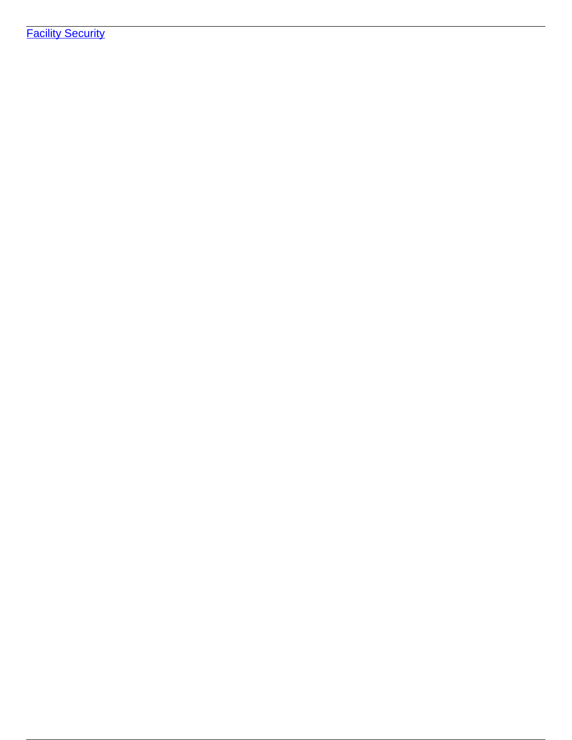[Facility Security]